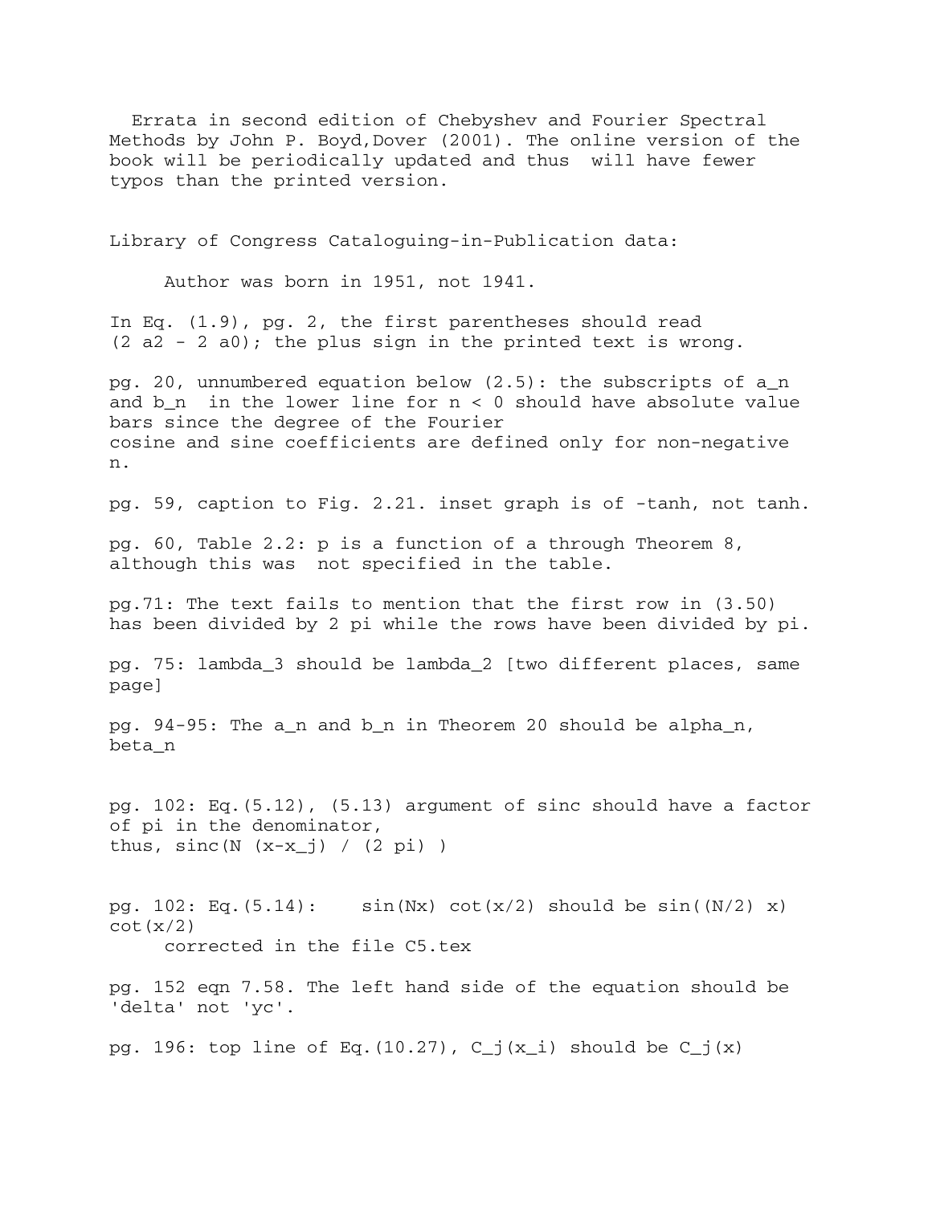Errata in second edition of Chebyshev and Fourier Spectral Methods by John P. Boyd, Dover (2001). The online version of the book will be periodically updated and thus will have fewer typos than the printed version.

Library of Congress Cataloguing-in-Publication data:

Author was born in 1951, not 1941.

In Eq. (1.9), pg. 2, the first parentheses should read $(2 a_2 - 2 a_0)$; the plus sign in the printed text is wrong.

pg. 20, unnumbered equation below (2.5): the subscripts of $a_n$ and $b_n$ in the lower line for $n < 0$ should have absolute value bars since the degree of the Fourier cosine and sine coefficients are defined only for non-negative $n$.

pg. 59, caption to Fig. 2.21. inset graph is of -tanh, not tanh.

pg. 60, Table 2.2: p is a function of a through Theorem 8, although this was not specified in the table.

pg.71: The text fails to mention that the first row in (3.50) has been divided by 2 pi while the rows have been divided by pi.

pg. 75: $\lambda_3$ should be $\lambda_2$ [two different places, same page]

pg. 94-95: The $a_n$ and $b_n$ in Theorem 20 should be $\alpha_n$, $\beta_n$

pg. 102: Eq.(5.12), (5.13) argument of sinc should have a factor of pi in the denominator, thus, $\mathrm{sinc}(N (x-x_j) / (2 \pi))$

pg. 102: Eq.(5.14): $\sin(Nx) \cot(x/2)$ should be $\sin((N/2) x) \cot(x/2)$
corrected in the file C5.tex

pg. 152 eqn 7.58. The left hand side of the equation should be 'delta' not 'yc'.

pg. 196: top line of Eq.(10.27), $C_j(x_i)$ should be $C_j(x)$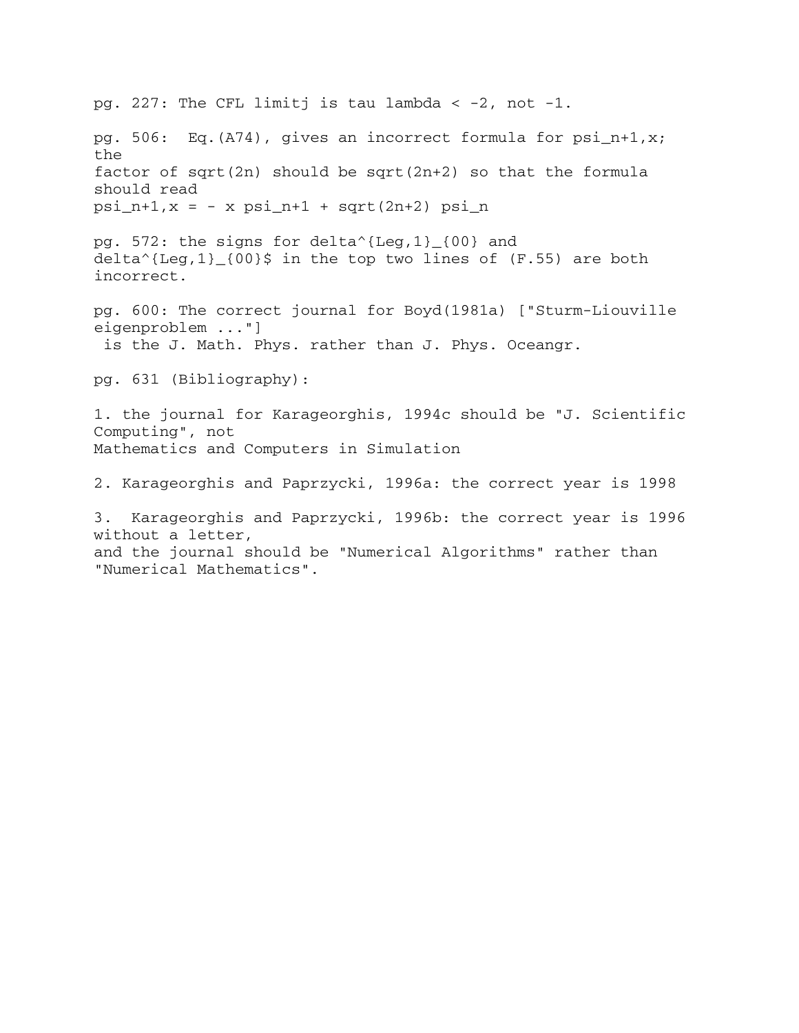pg. 227: The CFL limitj is tau lambda < -2, not -1.

pg. 506: Eq.(A74), gives an incorrect formula for psi_n+1,x; the factor of sqrt(2n) should be sqrt(2n+2) so that the formula should read

psi_n+1,x = - x psi_n+1 + sqrt(2n+2) psi_n

pg. 572: the signs for delta^{Leg,1}_{00} and delta^{Leg,1}_{00}$ in the top two lines of (F.55) are both incorrect.

pg. 600: The correct journal for Boyd(1981a) ["Sturm-Liouville eigenproblem ..."] is the J. Math. Phys. rather than J. Phys. Oceangr.

pg. 631 (Bibliography):

1. the journal for Karageorghis, 1994c should be "J. Scientific Computing", not Mathematics and Computers in Simulation

2. Karageorghis and Paprzycki, 1996a: the correct year is 1998

3. Karageorghis and Paprzycki, 1996b: the correct year is 1996 without a letter, and the journal should be "Numerical Algorithms" rather than "Numerical Mathematics".